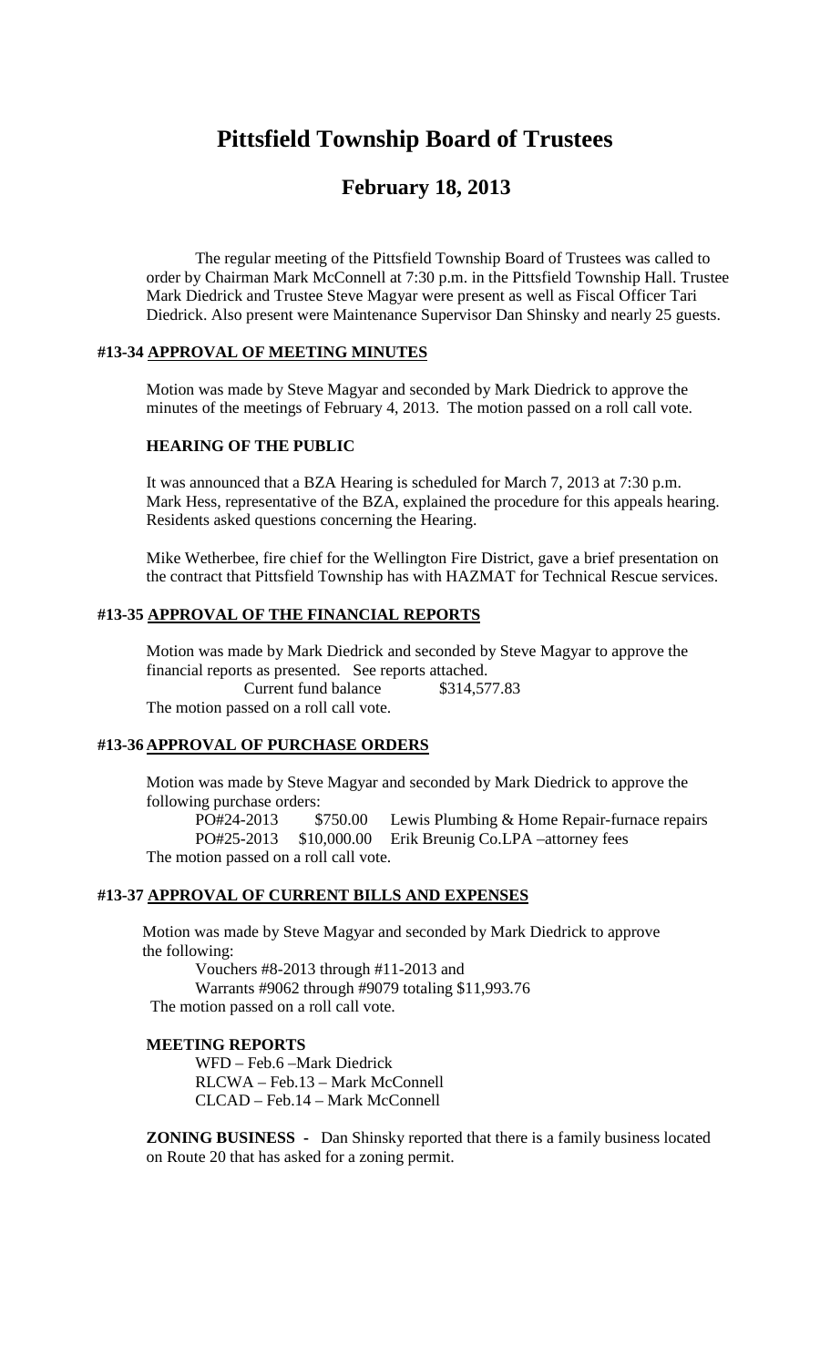# Pittsfield Township Board of Trustees

## February 18, 2013

The regular meeting of the Pittsfield Township Board of Trustees was called to order by Chairman Mark McConnell at 7:30 p.m. in the Pittsfield Township Hall. Trustee Mark Diedrick and Trustee Steve Magyar were present as well as Fiscal Officer Tari Diedrick. Also present were Maintenance Supervisor Dan Shinsky and nearly 25 guests.

### #13-34 APPROVAL OF MEETING MINUTES

Motion was made by Steve Magyar and seconded by Mark Diedrick to approve the minutes of the meetings of February 4, 2013. The motion passed on a roll call vote.

### HEARING OF THE PUBLIC

It was announced that a BZA Hearing is scheduled for March 7, 2013 at 7:30 p.m. Mark Hess, representative of the BZA, explained the procedure for this appeals hearing. Residents asked questions concerning the Hearing.

Mike Wetherbee, fire chief for the Wellington Fire District, gave a brief presentation on the contract that Pittsfield Township has with HAZMAT for Technical Rescue services.

### #13-35 APPROVAL OF THE FINANCIAL REPORTS

Motion was made by Mark Diedrick and seconded by Steve Magyar to approve the financial reports as presented. See reports attached.

Current fund balance $314,577.83

The motion passed on a roll call vote.

### #13-36 APPROVAL OF PURCHASE ORDERS

Motion was made by Steve Magyar and seconded by Mark Diedrick to approve the following purchase orders:

PO#24-2013 $750.00 Lewis Plumbing & Home Repair-furnace repairs
PO#25-2013 $10,000.00 Erik Breunig Co.LPA –attorney fees

The motion passed on a roll call vote.

### #13-37 APPROVAL OF CURRENT BILLS AND EXPENSES

Motion was made by Steve Magyar and seconded by Mark Diedrick to approve the following:

Vouchers #8-2013 through #11-2013 and
Warrants #9062 through #9079 totaling $11,993.76

The motion passed on a roll call vote.

### MEETING REPORTS

WFD – Feb.6 –Mark Diedrick
RLCWA – Feb.13 – Mark McConnell
CLCAD – Feb.14 – Mark McConnell

**ZONING BUSINESS -** Dan Shinsky reported that there is a family business located on Route 20 that has asked for a zoning permit.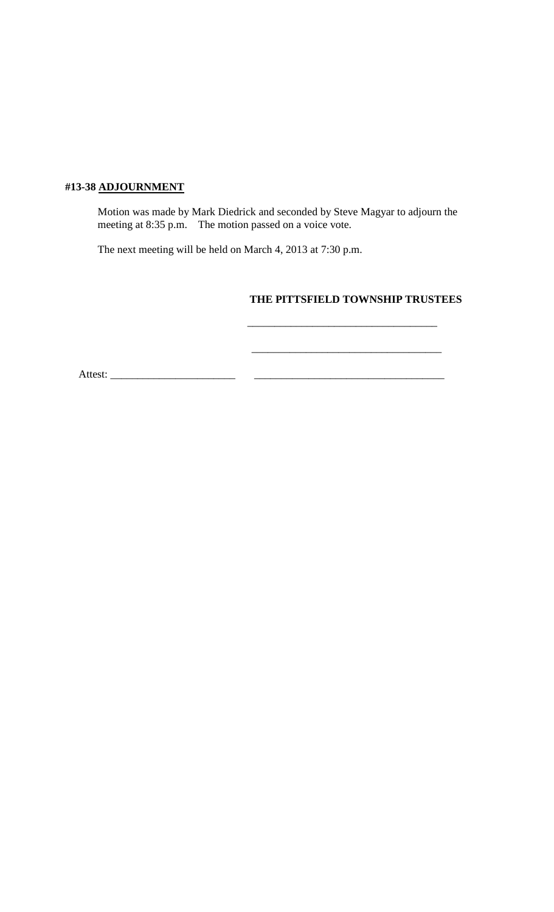**#13-38 ADJOURNMENT**

Motion was made by Mark Diedrick and seconded by Steve Magyar to adjourn the meeting at 8:35 p.m. The motion passed on a voice vote.

The next meeting will be held on March 4, 2013 at 7:30 p.m.

**THE PITTSFIELD TOWNSHIP TRUSTEES**

\_\_\_\_\_\_\_\_\_\_\_\_\_\_\_\_\_\_\_\_\_\_\_\_\_\_\_\_\_\_\_\_\_\_\_

\_\_\_\_\_\_\_\_\_\_\_\_\_\_\_\_\_\_\_\_\_\_\_\_\_\_\_\_\_\_\_\_\_\_\_

Attest: \_\_\_\_\_\_\_\_\_\_\_\_\_\_\_\_\_\_\_\_\_\_\_ \_\_\_\_\_\_\_\_\_\_\_\_\_\_\_\_\_\_\_\_\_\_\_\_\_\_\_\_\_\_\_\_\_\_\_